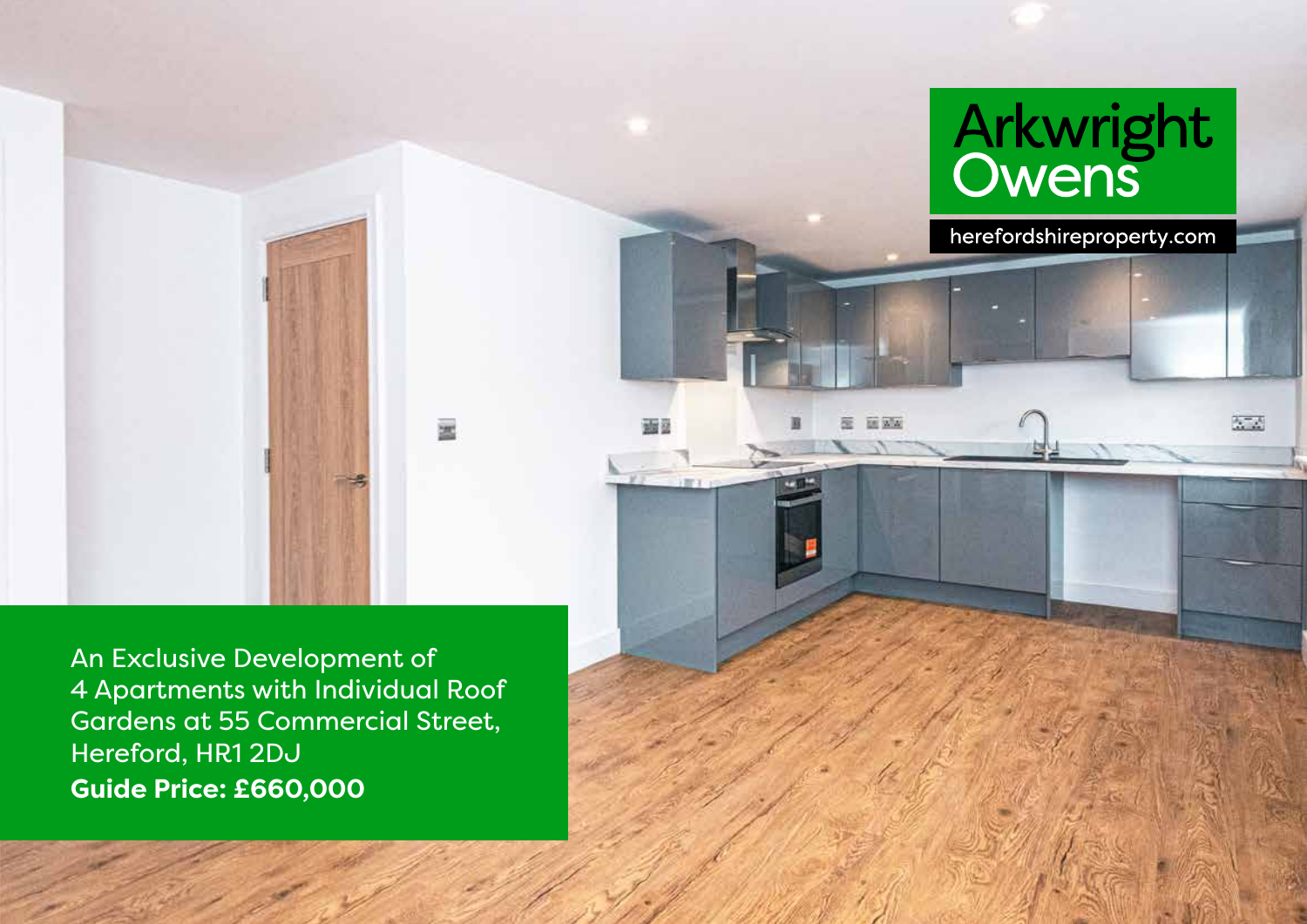Arkwright Owens

herefordshireproperty.com

An Exclusive Development of 4 Apartments with Individual Roof Gardens at 55 Commercial Street, Hereford, HR1 2DJ

**Guide Price: £660,000**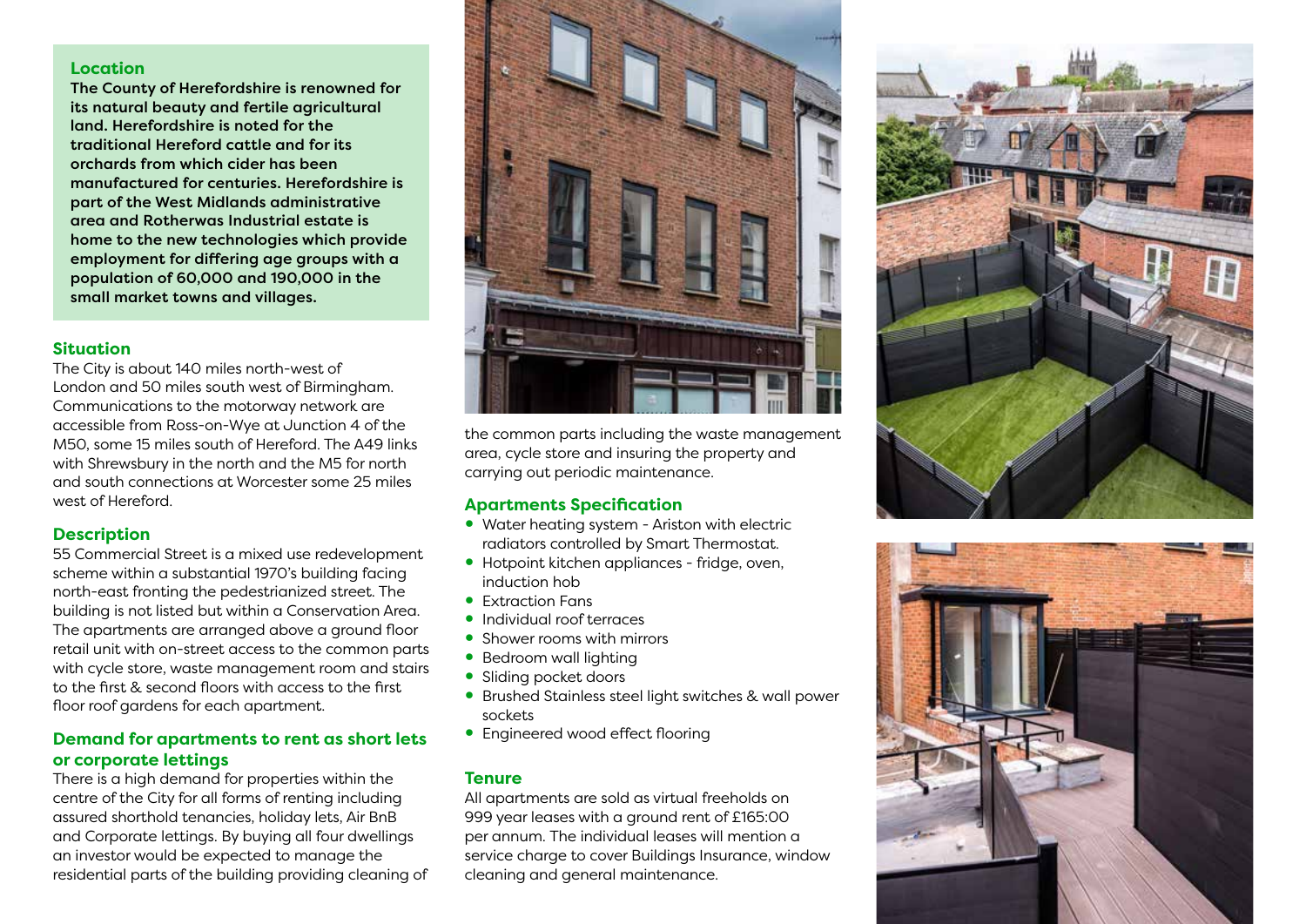## Location

**The County of Herefordshire is renowned for its natural beauty and fertile agricultural land. Herefordshire is noted for the traditional Hereford cattle and for its orchards from which cider has been manufactured for centuries. Herefordshire is part of the West Midlands administrative area and Rotherwas Industrial estate is home to the new technologies which provide employment for differing age groups with a population of 60,000 and 190,000 in the small market towns and villages.**

## Situation

The City is about 140 miles north-west of London and 50 miles south west of Birmingham. Communications to the motorway network are accessible from Ross-on-Wye at Junction 4 of the M50, some 15 miles south of Hereford. The A49 links with Shrewsbury in the north and the M5 for north and south connections at Worcester some 25 miles west of Hereford.

## Description

55 Commercial Street is a mixed use redevelopment scheme within a substantial 1970's building facing north-east fronting the pedestrianized street. The building is not listed but within a Conservation Area. The apartments are arranged above a ground floor retail unit with on-street access to the common parts with cycle store, waste management room and stairs to the first & second floors with access to the first floor roof gardens for each apartment.

## Demand for apartments to rent as short lets or corporate lettings

There is a high demand for properties within the centre of the City for all forms of renting including assured shorthold tenancies, holiday lets, Air BnB and Corporate lettings. By buying all four dwellings an investor would be expected to manage the residential parts of the building providing cleaning of the common parts including the waste management area, cycle store and insuring the property and carrying out periodic maintenance.

## Apartments Specification

- Water heating system - Ariston with electric radiators controlled by Smart Thermostat.
- Hotpoint kitchen appliances - fridge, oven, induction hob
- Extraction Fans
- Individual roof terraces
- Shower rooms with mirrors
- Bedroom wall lighting
- Sliding pocket doors
- Brushed Stainless steel light switches & wall power sockets
- Engineered wood effect flooring

## Tenure

All apartments are sold as virtual freeholds on 999 year leases with a ground rent of £165:00 per annum. The individual leases will mention a service charge to cover Buildings Insurance, window cleaning and general maintenance.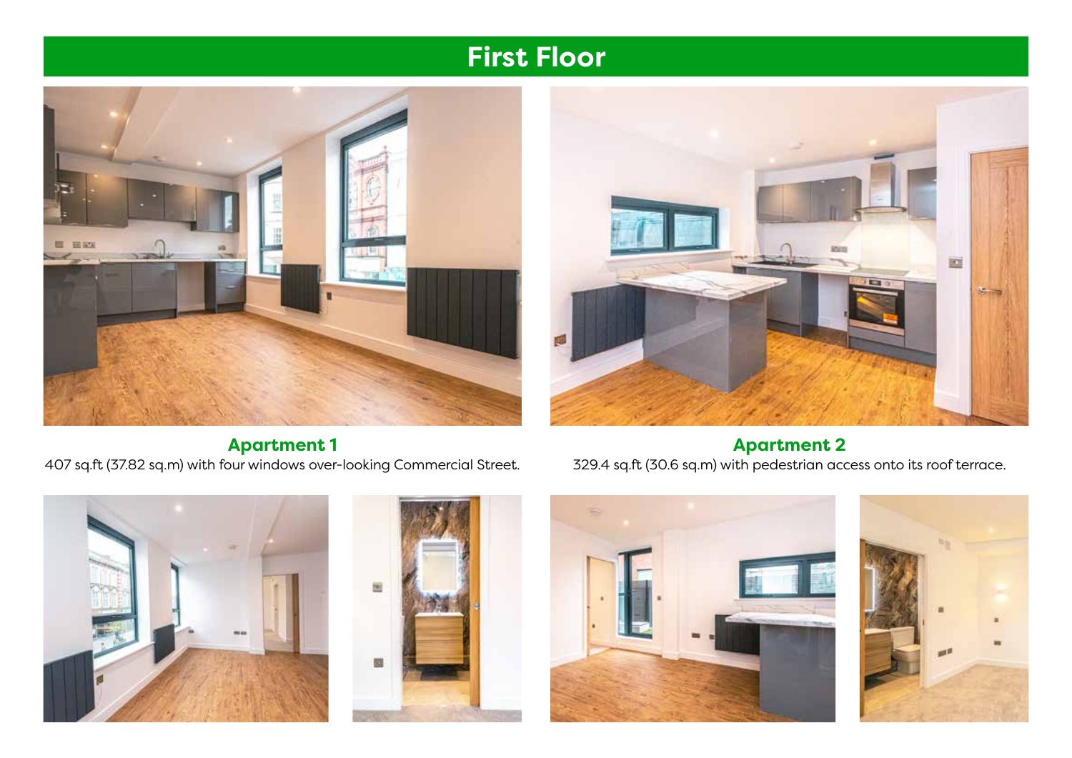# First Floor

## Apartment 1

407 sq.ft (37.82 sq.m) with four windows over-looking Commercial Street.

## Apartment 2

329.4 sq.ft (30.6 sq.m) with pedestrian access onto its roof terrace.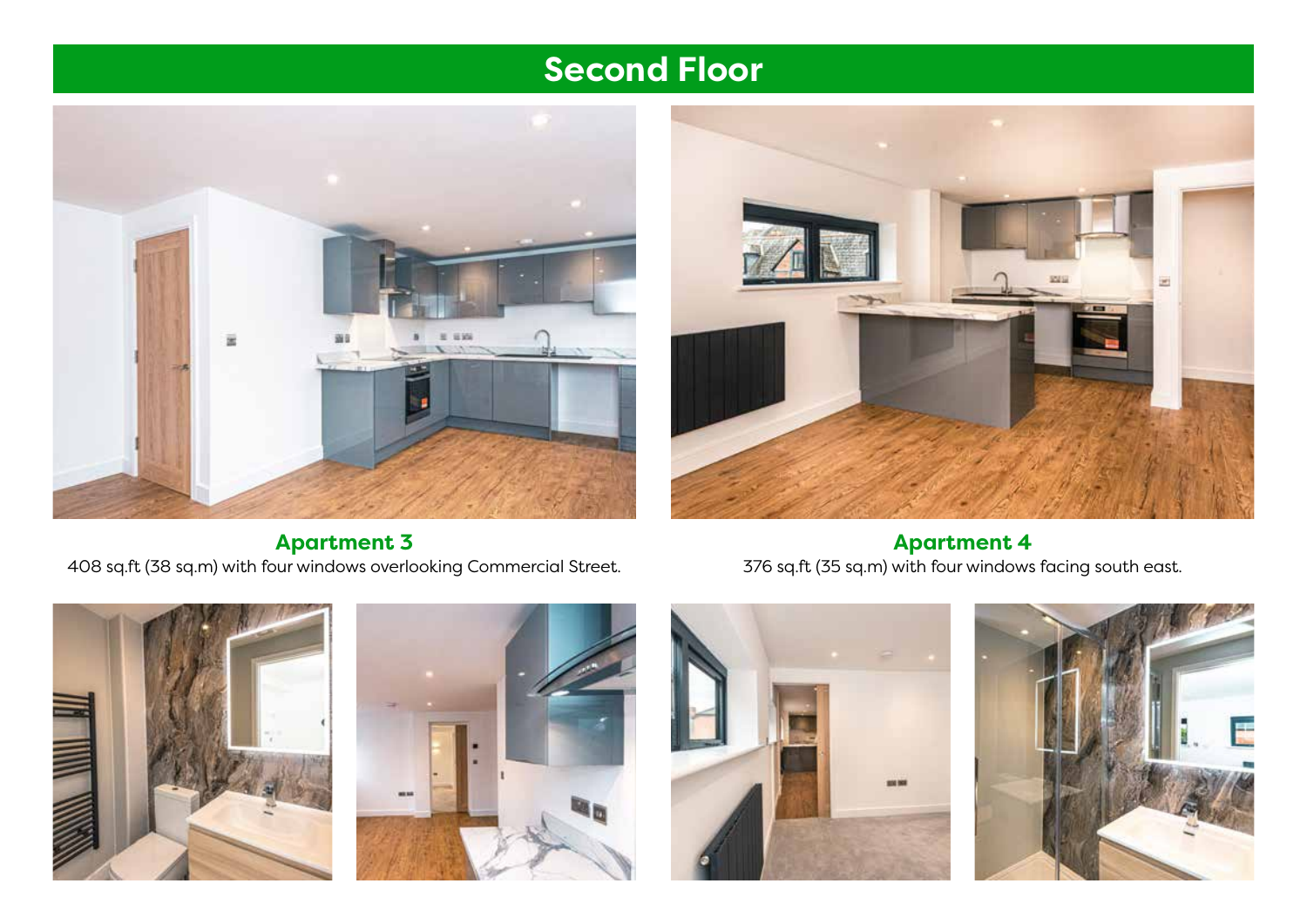# Second Floor

**Apartment 3**

408 sq.ft (38 sq.m) with four windows overlooking Commercial Street.

**Apartment 4**

376 sq.ft (35 sq.m) with four windows facing south east.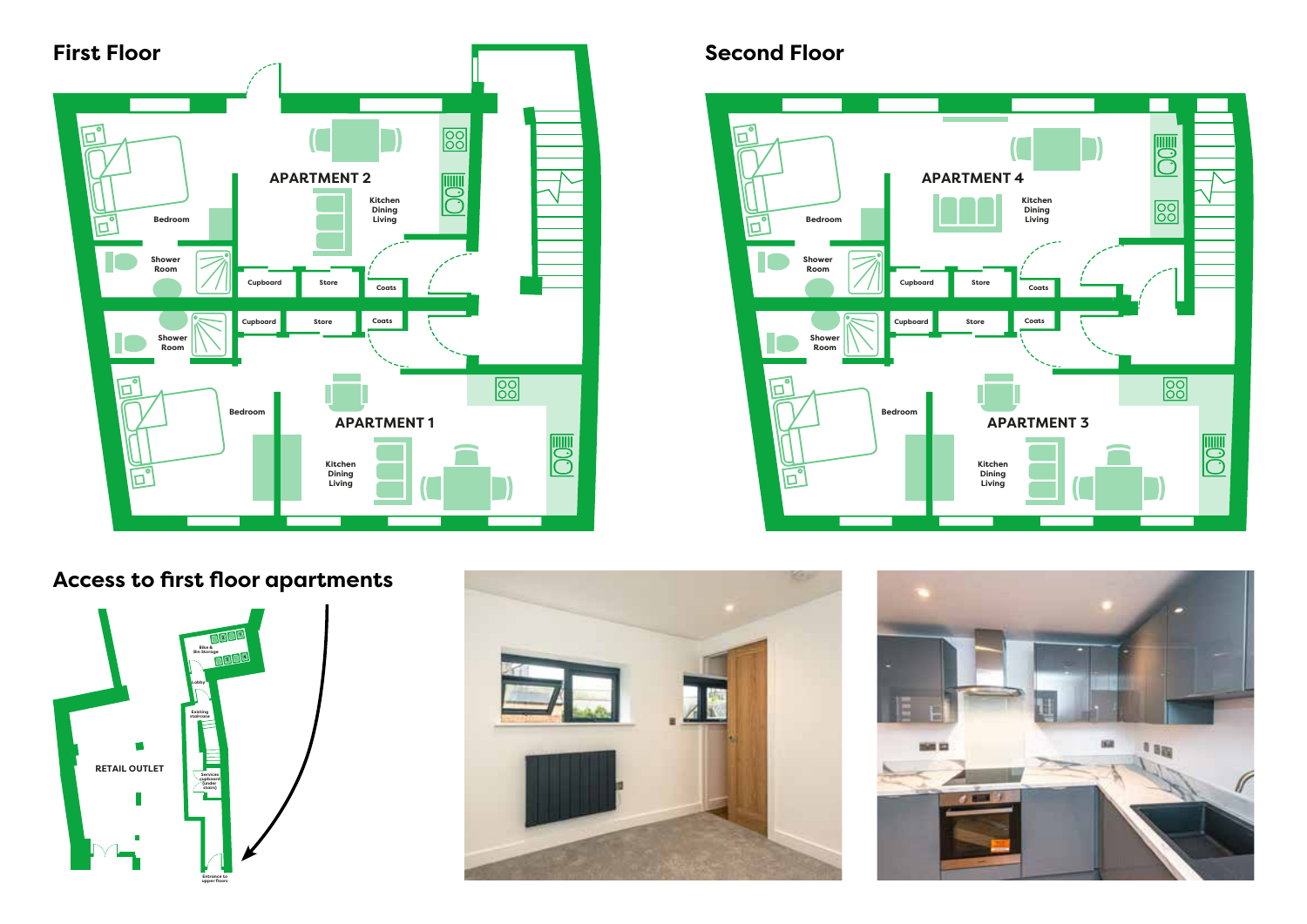## First Floor

APARTMENT 2

Bedroom

Kitchen
Dining
Living

Shower Room

Cupboard

Store

Coats

Shower Room

Cupboard

Store

Coats

Bedroom

APARTMENT 1

Kitchen
Dining
Living

## Second Floor

APARTMENT 4

Bedroom

Kitchen
Dining
Living

Shower Room

Cupboard

Store

Coats

Shower Room

Cupboard

Store

Coats

Bedroom

APARTMENT 3

Kitchen
Dining
Living

## Access to first floor apartments

RETAIL OUTLET

Bike & Bin Storage

Lobby

Existing staircase

Services cupboard (under stairs)

Entrance to upper floors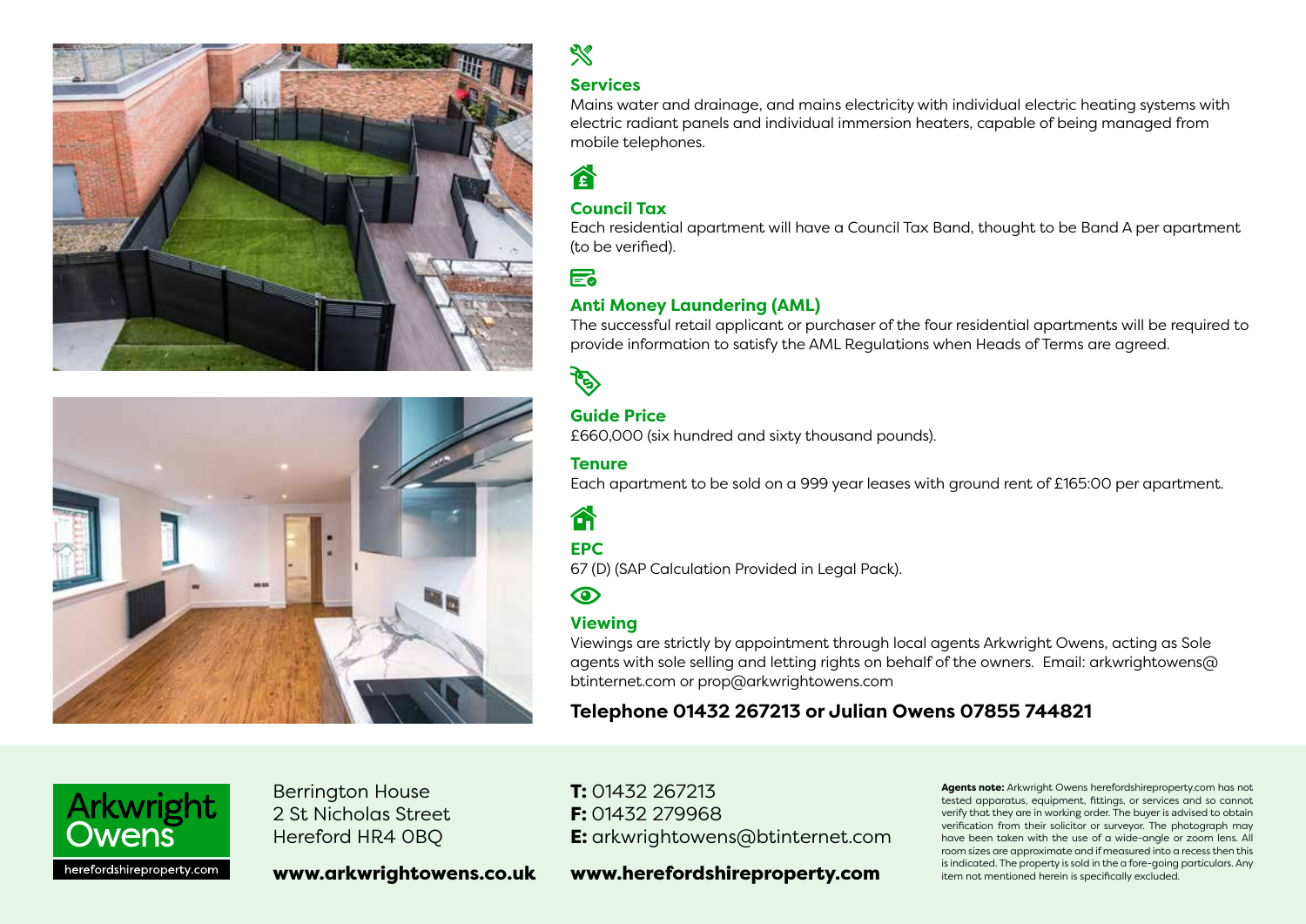### Services

Mains water and drainage, and mains electricity with individual electric heating systems with electric radiant panels and individual immersion heaters, capable of being managed from mobile telephones.

### Council Tax

Each residential apartment will have a Council Tax Band, thought to be Band A per apartment (to be verified).

### Anti Money Laundering (AML)

The successful retail applicant or purchaser of the four residential apartments will be required to provide information to satisfy the AML Regulations when Heads of Terms are agreed.

### Guide Price

£660,000 (six hundred and sixty thousand pounds).

### Tenure

Each apartment to be sold on a 999 year leases with ground rent of £165:00 per apartment.

### EPC

67 (D) (SAP Calculation Provided in Legal Pack).

### Viewing

Viewings are strictly by appointment through local agents Arkwright Owens, acting as Sole agents with sole selling and letting rights on behalf of the owners. Email: arkwrightowens@btinternet.com or prop@arkwrightowens.com

**Telephone 01432 267213 or Julian Owens 07855 744821**

Arkwright Owens
herefordshireproperty.com

Berrington House
2 St Nicholas Street
Hereford HR4 0BQ

**www.arkwrightowens.co.uk**

**T:** 01432 267213
**F:** 01432 279968
**E:** arkwrightowens@btinternet.com

**www.herefordshireproperty.com**

**Agents note:** Arkwright Owens herefordshireproperty.com has not tested apparatus, equipment, fittings, or services and so cannot verify that they are in working order. The buyer is advised to obtain verification from their solicitor or surveyor. The photograph may have been taken with the use of a wide-angle or zoom lens. All room sizes are approximate and if measured into a recess then this is indicated. The property is sold in the a fore-going particulars. Any item not mentioned herein is specifically excluded.